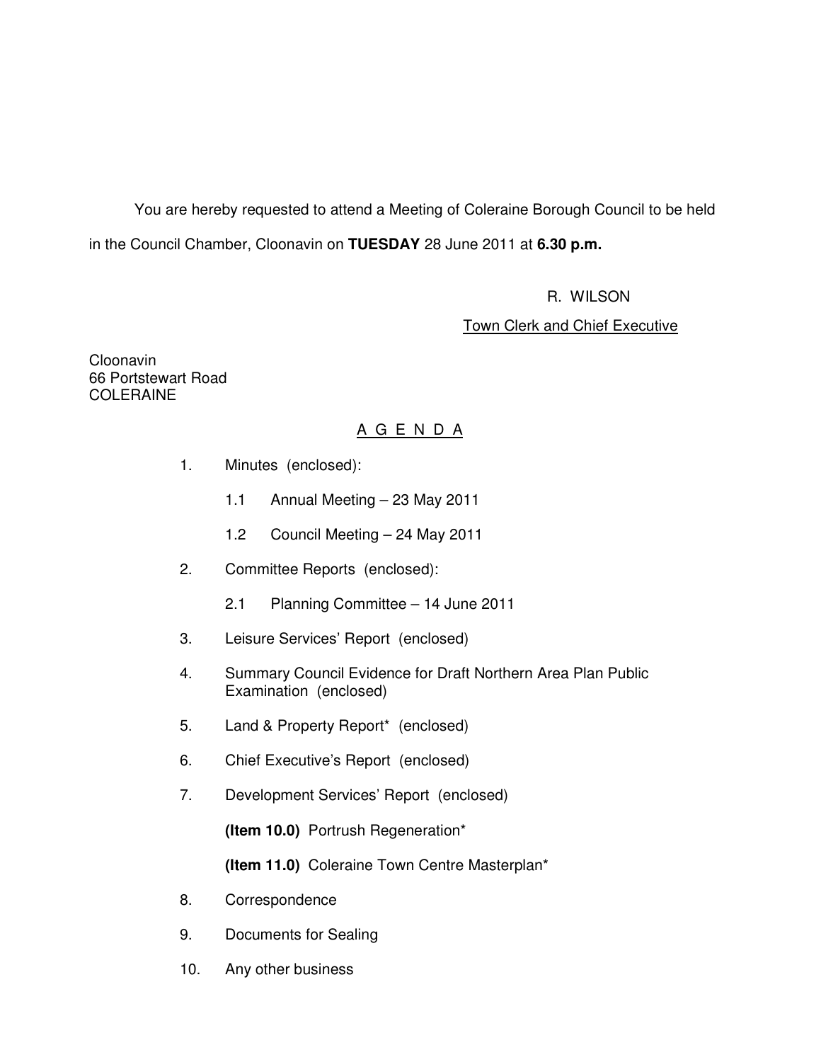You are hereby requested to attend a Meeting of Coleraine Borough Council to be held in the Council Chamber, Cloonavin on **TUESDAY** 28 June 2011 at **6.30 p.m.**

R. WILSON

Town Clerk and Chief Executive

Cloonavin
66 Portstewart Road
COLERAINE

## A G E N D A

1. Minutes (enclosed):

   1.1 Annual Meeting – 23 May 2011

   1.2 Council Meeting – 24 May 2011

2. Committee Reports (enclosed):

   2.1 Planning Committee – 14 June 2011

3. Leisure Services' Report (enclosed)

4. Summary Council Evidence for Draft Northern Area Plan Public Examination (enclosed)

5. Land & Property Report* (enclosed)

6. Chief Executive's Report (enclosed)

7. Development Services' Report (enclosed)

   **(Item 10.0)** Portrush Regeneration*

   **(Item 11.0)** Coleraine Town Centre Masterplan*

8. Correspondence

9. Documents for Sealing

10. Any other business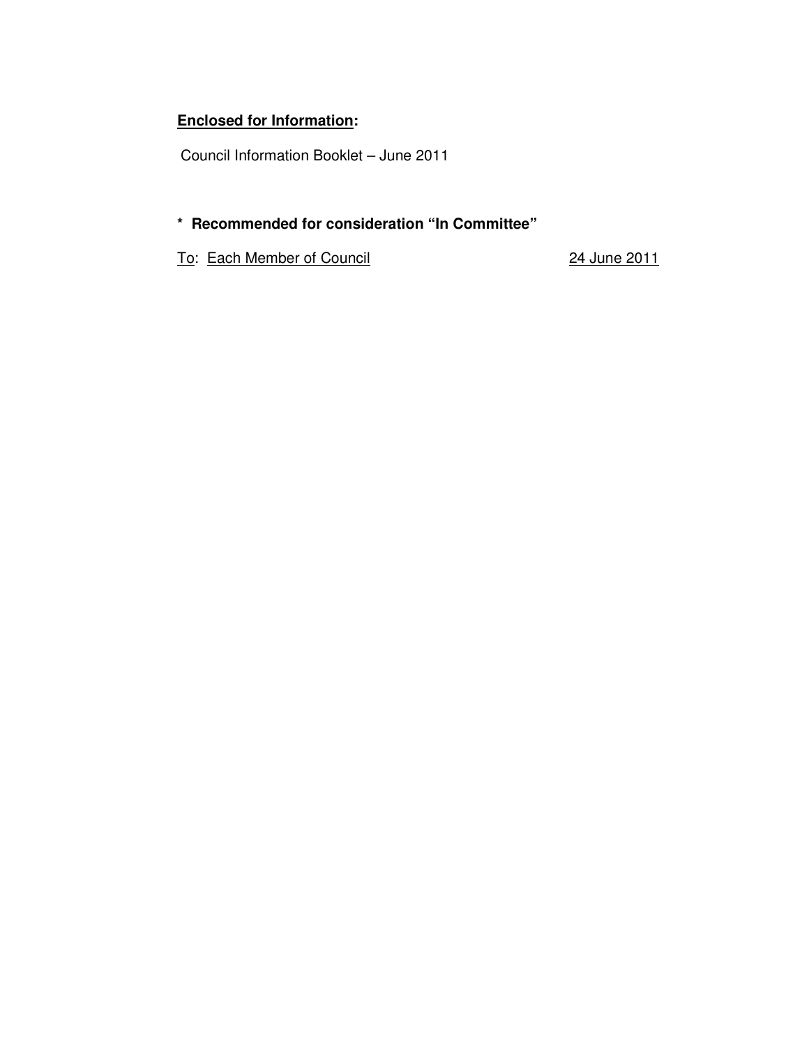**<u>Enclosed for Information</u>:**

Council Information Booklet – June 2011

**\* Recommended for consideration "In Committee"**

<u>To</u>: <u>Each Member of Council</u> <u>24 June 2011</u>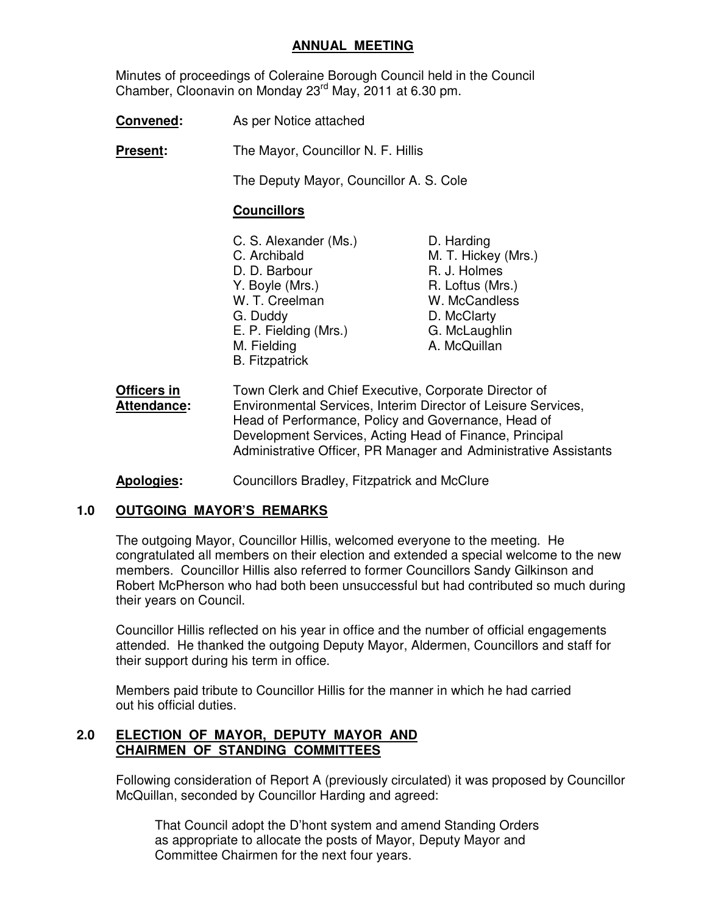## ANNUAL MEETING

Minutes of proceedings of Coleraine Borough Council held in the Council Chamber, Cloonavin on Monday 23rd May, 2011 at 6.30 pm.

**Convened:** As per Notice attached

**Present:** The Mayor, Councillor N. F. Hillis

The Deputy Mayor, Councillor A. S. Cole

**Councillors**

C. S. Alexander (Ms.)
C. Archibald
D. D. Barbour
Y. Boyle (Mrs.)
W. T. Creelman
G. Duddy
E. P. Fielding (Mrs.)
M. Fielding
B. Fitzpatrick
D. Harding
M. T. Hickey (Mrs.)
R. J. Holmes
R. Loftus (Mrs.)
W. McCandless
D. McClarty
G. McLaughlin
A. McQuillan

**Officers in Attendance:** Town Clerk and Chief Executive, Corporate Director of Environmental Services, Interim Director of Leisure Services, Head of Performance, Policy and Governance, Head of Development Services, Acting Head of Finance, Principal Administrative Officer, PR Manager and Administrative Assistants

**Apologies:** Councillors Bradley, Fitzpatrick and McClure

### 1.0 OUTGOING MAYOR'S REMARKS

The outgoing Mayor, Councillor Hillis, welcomed everyone to the meeting. He congratulated all members on their election and extended a special welcome to the new members. Councillor Hillis also referred to former Councillors Sandy Gilkinson and Robert McPherson who had both been unsuccessful but had contributed so much during their years on Council.

Councillor Hillis reflected on his year in office and the number of official engagements attended. He thanked the outgoing Deputy Mayor, Aldermen, Councillors and staff for their support during his term in office.

Members paid tribute to Councillor Hillis for the manner in which he had carried out his official duties.

### 2.0 ELECTION OF MAYOR, DEPUTY MAYOR AND CHAIRMEN OF STANDING COMMITTEES

Following consideration of Report A (previously circulated) it was proposed by Councillor McQuillan, seconded by Councillor Harding and agreed:

> That Council adopt the D'hont system and amend Standing Orders as appropriate to allocate the posts of Mayor, Deputy Mayor and Committee Chairmen for the next four years.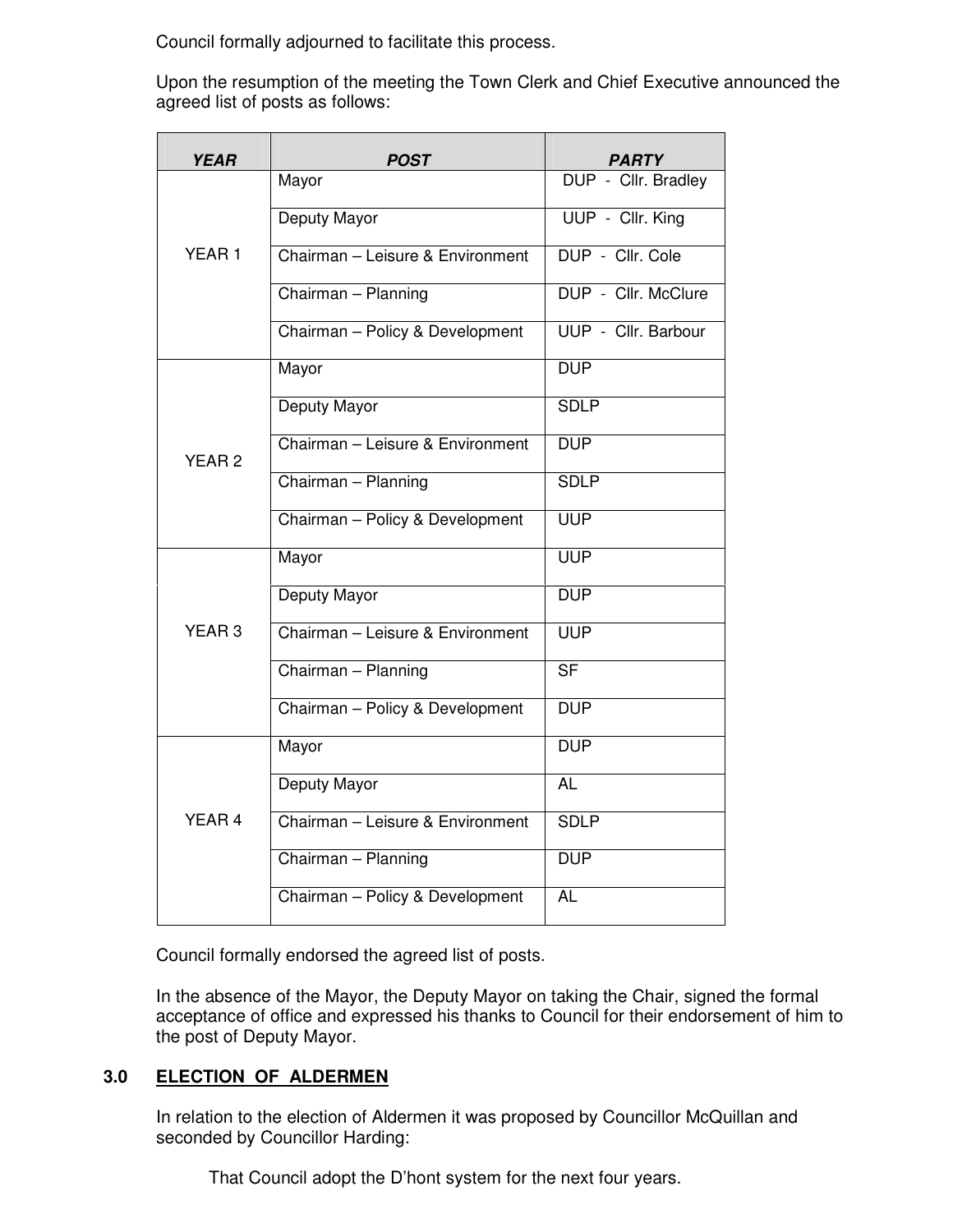Council formally adjourned to facilitate this process.

Upon the resumption of the meeting the Town Clerk and Chief Executive announced the agreed list of posts as follows:

| YEAR | POST | PARTY |
|---|---|---|
| YEAR 1 | Mayor | DUP - Cllr. Bradley |
| | Deputy Mayor | UUP - Cllr. King |
| | Chairman – Leisure & Environment | DUP - Cllr. Cole |
| | Chairman – Planning | DUP - Cllr. McClure |
| | Chairman – Policy & Development | UUP - Cllr. Barbour |
| YEAR 2 | Mayor | DUP |
| | Deputy Mayor | SDLP |
| | Chairman – Leisure & Environment | DUP |
| | Chairman – Planning | SDLP |
| | Chairman – Policy & Development | UUP |
| YEAR 3 | Mayor | UUP |
| | Deputy Mayor | DUP |
| | Chairman – Leisure & Environment | UUP |
| | Chairman – Planning | SF |
| | Chairman – Policy & Development | DUP |
| YEAR 4 | Mayor | DUP |
| | Deputy Mayor | AL |
| | Chairman – Leisure & Environment | SDLP |
| | Chairman – Planning | DUP |
| | Chairman – Policy & Development | AL |

Council formally endorsed the agreed list of posts.

In the absence of the Mayor, the Deputy Mayor on taking the Chair, signed the formal acceptance of office and expressed his thanks to Council for their endorsement of him to the post of Deputy Mayor.

## 3.0 ELECTION OF ALDERMEN

In relation to the election of Aldermen it was proposed by Councillor McQuillan and seconded by Councillor Harding:

> That Council adopt the D'hont system for the next four years.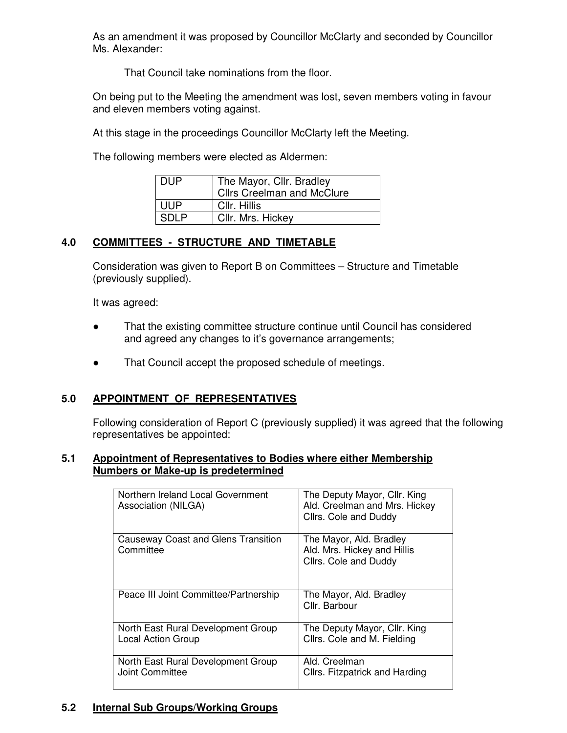As an amendment it was proposed by Councillor McClarty and seconded by Councillor Ms. Alexander:

> That Council take nominations from the floor.

On being put to the Meeting the amendment was lost, seven members voting in favour and eleven members voting against.

At this stage in the proceedings Councillor McClarty left the Meeting.

The following members were elected as Aldermen:

| | |
|---|---|
| DUP | The Mayor, Cllr. Bradley<br>Cllrs Creelman and McClure |
| UUP | Cllr. Hillis |
| SDLP | Cllr. Mrs. Hickey |

## 4.0 COMMITTEES - STRUCTURE AND TIMETABLE

Consideration was given to Report B on Committees – Structure and Timetable (previously supplied).

It was agreed:

- That the existing committee structure continue until Council has considered and agreed any changes to it's governance arrangements;
- That Council accept the proposed schedule of meetings.

## 5.0 APPOINTMENT OF REPRESENTATIVES

Following consideration of Report C (previously supplied) it was agreed that the following representatives be appointed:

### 5.1 Appointment of Representatives to Bodies where either Membership Numbers or Make-up is predetermined

| | |
|---|---|
| Northern Ireland Local Government Association (NILGA) | The Deputy Mayor, Cllr. King<br>Ald. Creelman and Mrs. Hickey<br>Cllrs. Cole and Duddy |
| Causeway Coast and Glens Transition Committee | The Mayor, Ald. Bradley<br>Ald. Mrs. Hickey and Hillis<br>Cllrs. Cole and Duddy |
| Peace III Joint Committee/Partnership | The Mayor, Ald. Bradley<br>Cllr. Barbour |
| North East Rural Development Group Local Action Group | The Deputy Mayor, Cllr. King<br>Cllrs. Cole and M. Fielding |
| North East Rural Development Group Joint Committee | Ald. Creelman<br>Cllrs. Fitzpatrick and Harding |

### 5.2 Internal Sub Groups/Working Groups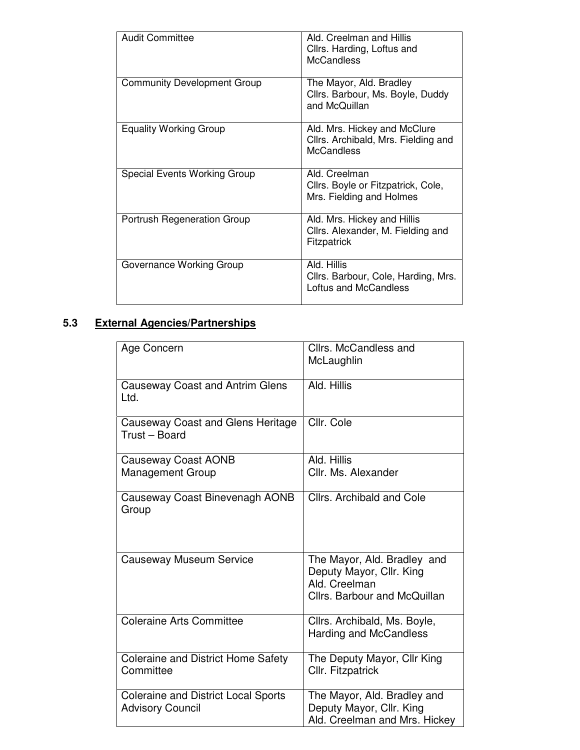| | |
|---|---|
| Audit Committee | Ald. Creelman and Hillis<br>Cllrs. Harding, Loftus and McCandless |
| Community Development Group | The Mayor, Ald. Bradley<br>Cllrs. Barbour, Ms. Boyle, Duddy and McQuillan |
| Equality Working Group | Ald. Mrs. Hickey and McClure<br>Cllrs. Archibald, Mrs. Fielding and McCandless |
| Special Events Working Group | Ald. Creelman<br>Cllrs. Boyle or Fitzpatrick, Cole, Mrs. Fielding and Holmes |
| Portrush Regeneration Group | Ald. Mrs. Hickey and Hillis<br>Cllrs. Alexander, M. Fielding and Fitzpatrick |
| Governance Working Group | Ald. Hillis<br>Cllrs. Barbour, Cole, Harding, Mrs. Loftus and McCandless |

## 5.3 External Agencies/Partnerships

| | |
|---|---|
| Age Concern | Cllrs. McCandless and McLaughlin |
| Causeway Coast and Antrim Glens Ltd. | Ald. Hillis |
| Causeway Coast and Glens Heritage Trust – Board | Cllr. Cole |
| Causeway Coast AONB Management Group | Ald. Hillis<br>Cllr. Ms. Alexander |
| Causeway Coast Binevenagh AONB Group | Cllrs. Archibald and Cole |
| Causeway Museum Service | The Mayor, Ald. Bradley and Deputy Mayor, Cllr. King<br>Ald. Creelman<br>Cllrs. Barbour and McQuillan |
| Coleraine Arts Committee | Cllrs. Archibald, Ms. Boyle, Harding and McCandless |
| Coleraine and District Home Safety Committee | The Deputy Mayor, Cllr King<br>Cllr. Fitzpatrick |
| Coleraine and District Local Sports Advisory Council | The Mayor, Ald. Bradley and Deputy Mayor, Cllr. King<br>Ald. Creelman and Mrs. Hickey |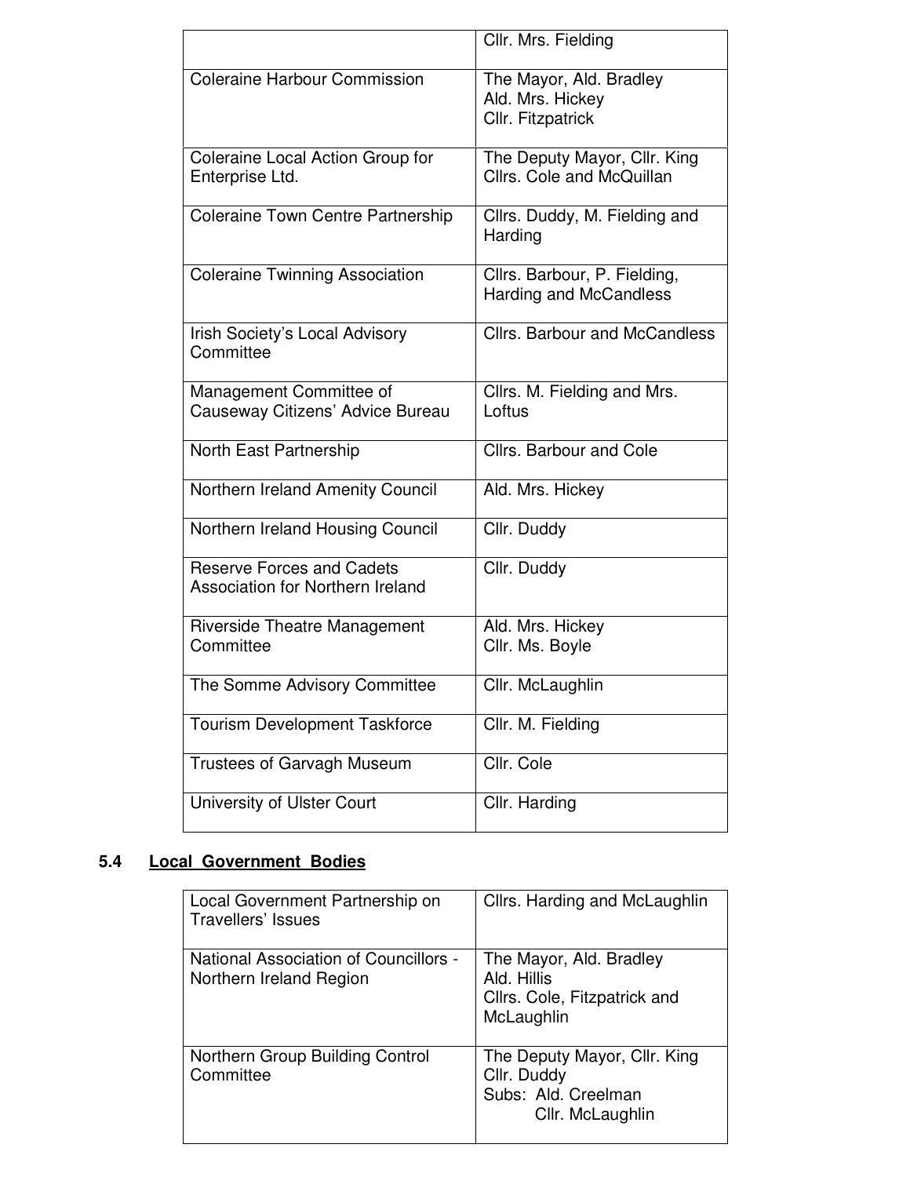| | |
|---|---|
| | Cllr. Mrs. Fielding |
| Coleraine Harbour Commission | The Mayor, Ald. Bradley<br>Ald. Mrs. Hickey<br>Cllr. Fitzpatrick |
| Coleraine Local Action Group for Enterprise Ltd. | The Deputy Mayor, Cllr. King<br>Cllrs. Cole and McQuillan |
| Coleraine Town Centre Partnership | Cllrs. Duddy, M. Fielding and Harding |
| Coleraine Twinning Association | Cllrs. Barbour, P. Fielding, Harding and McCandless |
| Irish Society's Local Advisory Committee | Cllrs. Barbour and McCandless |
| Management Committee of Causeway Citizens' Advice Bureau | Cllrs. M. Fielding and Mrs. Loftus |
| North East Partnership | Cllrs. Barbour and Cole |
| Northern Ireland Amenity Council | Ald. Mrs. Hickey |
| Northern Ireland Housing Council | Cllr. Duddy |
| Reserve Forces and Cadets Association for Northern Ireland | Cllr. Duddy |
| Riverside Theatre Management Committee | Ald. Mrs. Hickey<br>Cllr. Ms. Boyle |
| The Somme Advisory Committee | Cllr. McLaughlin |
| Tourism Development Taskforce | Cllr. M. Fielding |
| Trustees of Garvagh Museum | Cllr. Cole |
| University of Ulster Court | Cllr. Harding |

## 5.4 Local Government Bodies

| | |
|---|---|
| Local Government Partnership on Travellers' Issues | Cllrs. Harding and McLaughlin |
| National Association of Councillors - Northern Ireland Region | The Mayor, Ald. Bradley<br>Ald. Hillis<br>Cllrs. Cole, Fitzpatrick and McLaughlin |
| Northern Group Building Control Committee | The Deputy Mayor, Cllr. King<br>Cllr. Duddy<br>Subs: Ald. Creelman<br>Cllr. McLaughlin |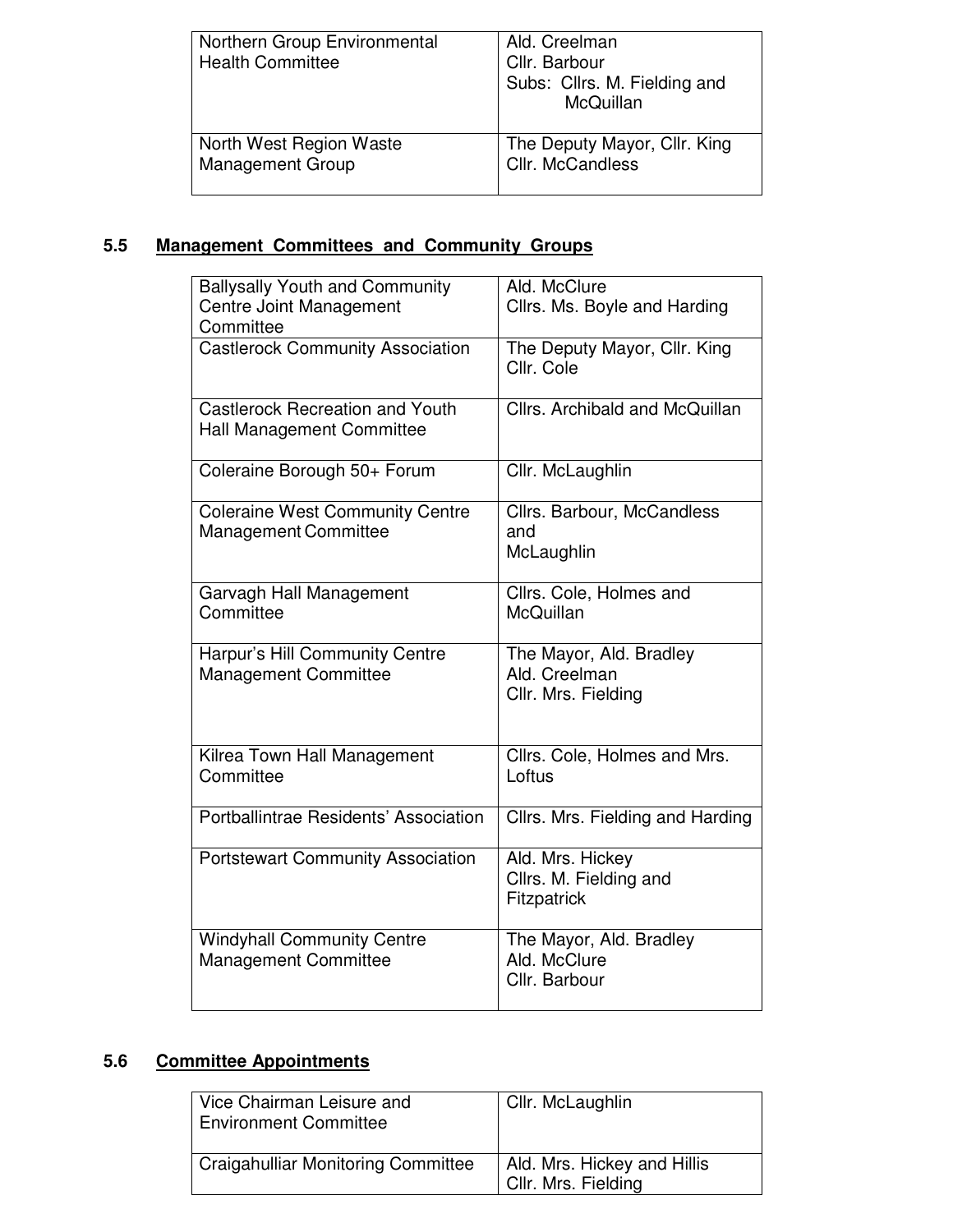| | |
|---|---|
| Northern Group Environmental Health Committee | Ald. Creelman<br>Cllr. Barbour<br>Subs: Cllrs. M. Fielding and McQuillan |
| North West Region Waste Management Group | The Deputy Mayor, Cllr. King<br>Cllr. McCandless |

## 5.5 Management Committees and Community Groups

| | |
|---|---|
| Ballysally Youth and Community Centre Joint Management Committee | Ald. McClure<br>Cllrs. Ms. Boyle and Harding |
| Castlerock Community Association | The Deputy Mayor, Cllr. King<br>Cllr. Cole |
| Castlerock Recreation and Youth Hall Management Committee | Cllrs. Archibald and McQuillan |
| Coleraine Borough 50+ Forum | Cllr. McLaughlin |
| Coleraine West Community Centre Management Committee | Cllrs. Barbour, McCandless and McLaughlin |
| Garvagh Hall Management Committee | Cllrs. Cole, Holmes and McQuillan |
| Harpur's Hill Community Centre Management Committee | The Mayor, Ald. Bradley<br>Ald. Creelman<br>Cllr. Mrs. Fielding |
| Kilrea Town Hall Management Committee | Cllrs. Cole, Holmes and Mrs. Loftus |
| Portballintrae Residents' Association | Cllrs. Mrs. Fielding and Harding |
| Portstewart Community Association | Ald. Mrs. Hickey<br>Cllrs. M. Fielding and Fitzpatrick |
| Windyhall Community Centre Management Committee | The Mayor, Ald. Bradley<br>Ald. McClure<br>Cllr. Barbour |

## 5.6 Committee Appointments

| | |
|---|---|
| Vice Chairman Leisure and Environment Committee | Cllr. McLaughlin |
| Craigahulliar Monitoring Committee | Ald. Mrs. Hickey and Hillis<br>Cllr. Mrs. Fielding |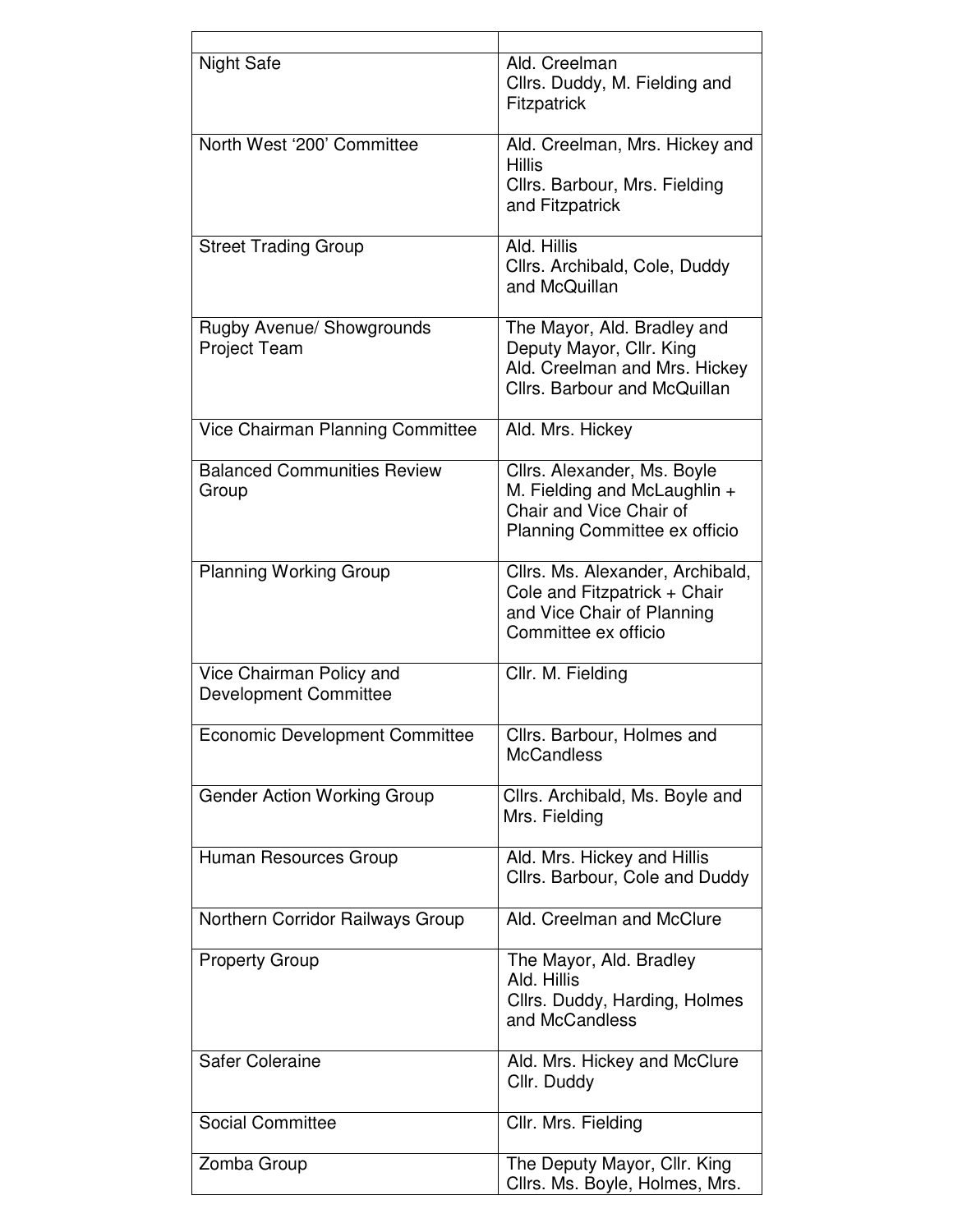| | |
|---|---|
| Night Safe | Ald. Creelman<br>Cllrs. Duddy, M. Fielding and Fitzpatrick |
| North West '200' Committee | Ald. Creelman, Mrs. Hickey and Hillis<br>Cllrs. Barbour, Mrs. Fielding and Fitzpatrick |
| Street Trading Group | Ald. Hillis<br>Cllrs. Archibald, Cole, Duddy and McQuillan |
| Rugby Avenue/ Showgrounds Project Team | The Mayor, Ald. Bradley and Deputy Mayor, Cllr. King<br>Ald. Creelman and Mrs. Hickey<br>Cllrs. Barbour and McQuillan |
| Vice Chairman Planning Committee | Ald. Mrs. Hickey |
| Balanced Communities Review Group | Cllrs. Alexander, Ms. Boyle M. Fielding and McLaughlin + Chair and Vice Chair of Planning Committee ex officio |
| Planning Working Group | Cllrs. Ms. Alexander, Archibald, Cole and Fitzpatrick + Chair and Vice Chair of Planning Committee ex officio |
| Vice Chairman Policy and Development Committee | Cllr. M. Fielding |
| Economic Development Committee | Cllrs. Barbour, Holmes and McCandless |
| Gender Action Working Group | Cllrs. Archibald, Ms. Boyle and Mrs. Fielding |
| Human Resources Group | Ald. Mrs. Hickey and Hillis<br>Cllrs. Barbour, Cole and Duddy |
| Northern Corridor Railways Group | Ald. Creelman and McClure |
| Property Group | The Mayor, Ald. Bradley<br>Ald. Hillis<br>Cllrs. Duddy, Harding, Holmes and McCandless |
| Safer Coleraine | Ald. Mrs. Hickey and McClure<br>Cllr. Duddy |
| Social Committee | Cllr. Mrs. Fielding |
| Zomba Group | The Deputy Mayor, Cllr. King<br>Cllrs. Ms. Boyle, Holmes, Mrs. |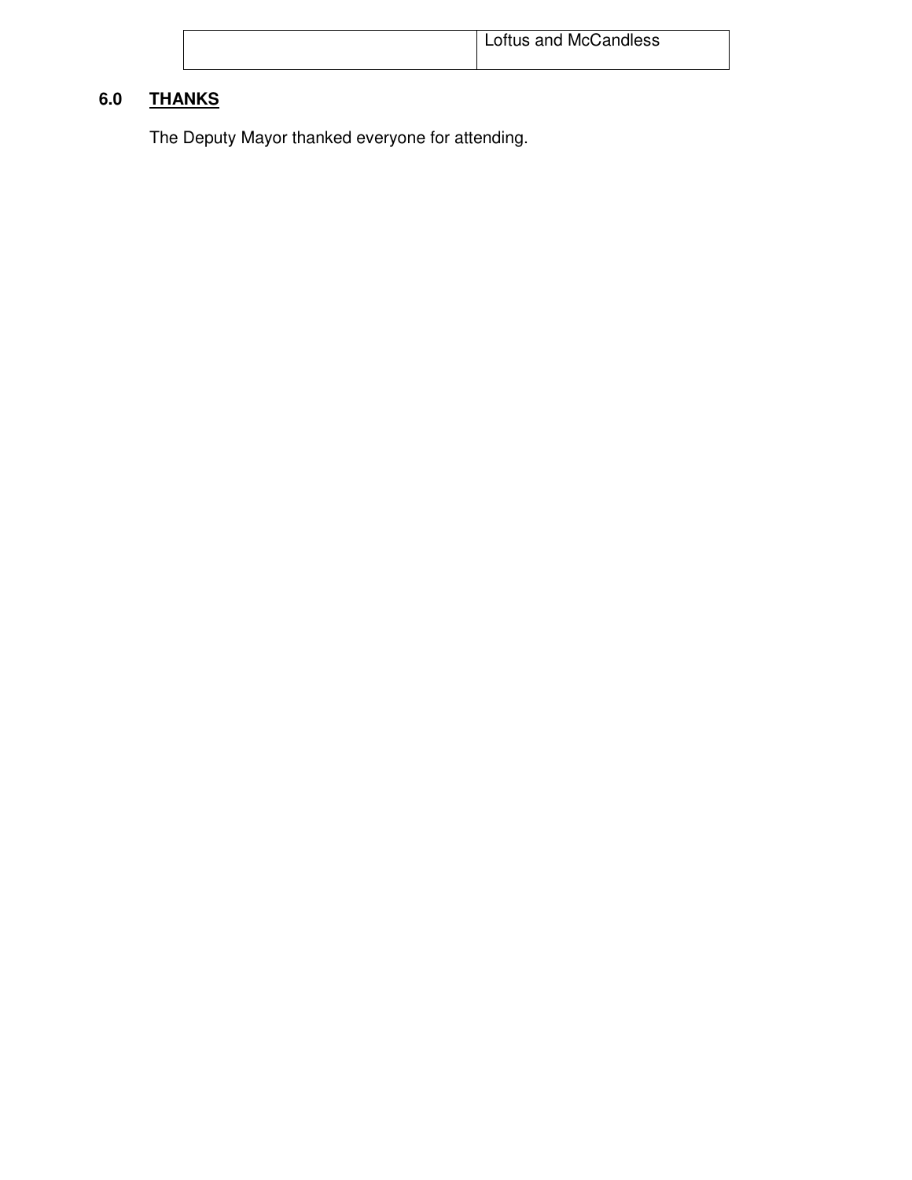| | |
|---|---|
| | Loftus and McCandless |

## 6.0 THANKS

The Deputy Mayor thanked everyone for attending.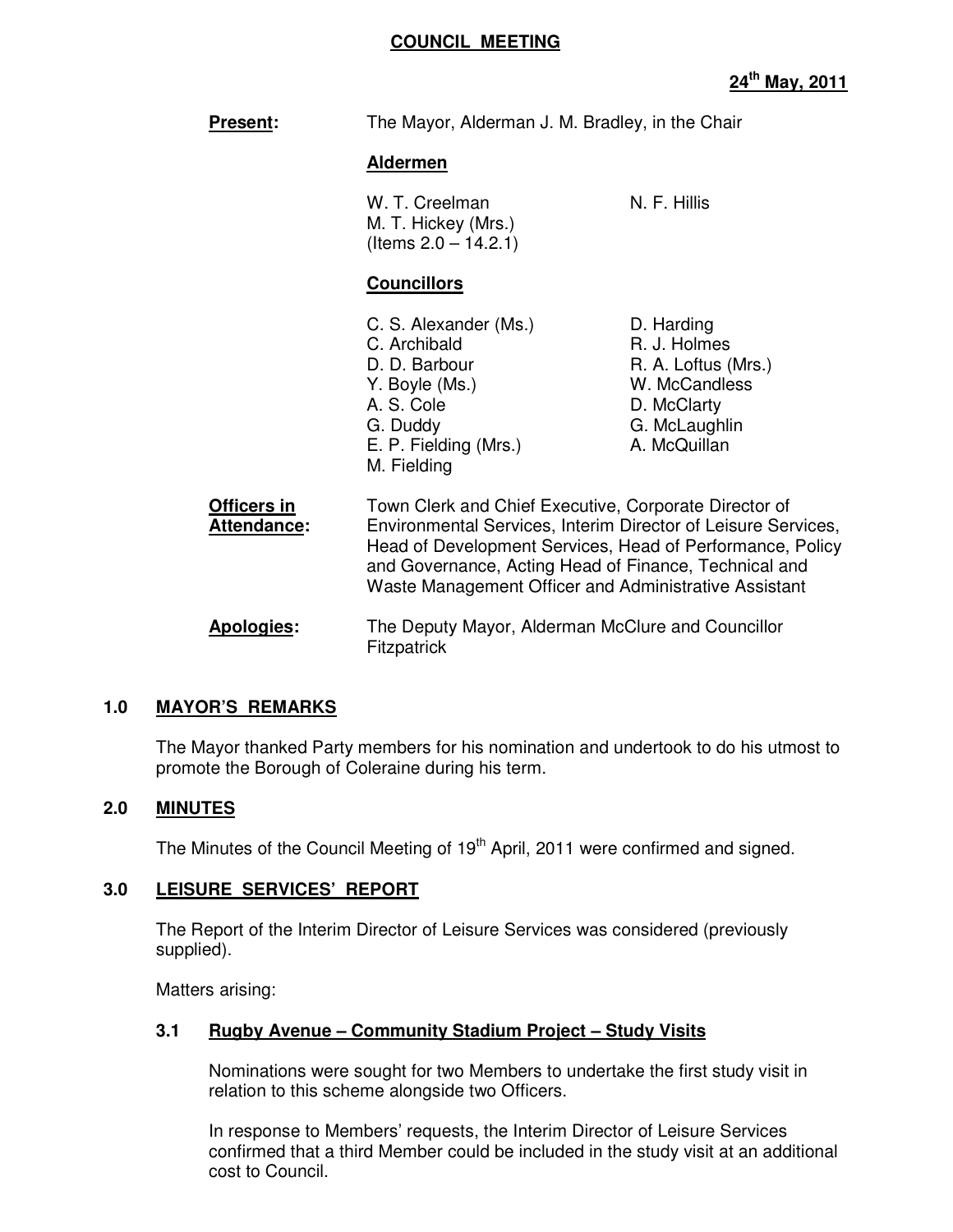**COUNCIL MEETING**

**24th May, 2011**

**Present:** The Mayor, Alderman J. M. Bradley, in the Chair

**Aldermen**

W. T. Creelman
N. F. Hillis
M. T. Hickey (Mrs.)
(Items 2.0 – 14.2.1)

**Councillors**

C. S. Alexander (Ms.)
C. Archibald
D. D. Barbour
Y. Boyle (Ms.)
A. S. Cole
G. Duddy
E. P. Fielding (Mrs.)
M. Fielding
D. Harding
R. J. Holmes
R. A. Loftus (Mrs.)
W. McCandless
D. McClarty
G. McLaughlin
A. McQuillan

**Officers in Attendance:** Town Clerk and Chief Executive, Corporate Director of Environmental Services, Interim Director of Leisure Services, Head of Development Services, Head of Performance, Policy and Governance, Acting Head of Finance, Technical and Waste Management Officer and Administrative Assistant

**Apologies:** The Deputy Mayor, Alderman McClure and Councillor Fitzpatrick

## 1.0 MAYOR'S REMARKS

The Mayor thanked Party members for his nomination and undertook to do his utmost to promote the Borough of Coleraine during his term.

## 2.0 MINUTES

The Minutes of the Council Meeting of 19th April, 2011 were confirmed and signed.

## 3.0 LEISURE SERVICES' REPORT

The Report of the Interim Director of Leisure Services was considered (previously supplied).

Matters arising:

### 3.1 Rugby Avenue – Community Stadium Project – Study Visits

Nominations were sought for two Members to undertake the first study visit in relation to this scheme alongside two Officers.

In response to Members' requests, the Interim Director of Leisure Services confirmed that a third Member could be included in the study visit at an additional cost to Council.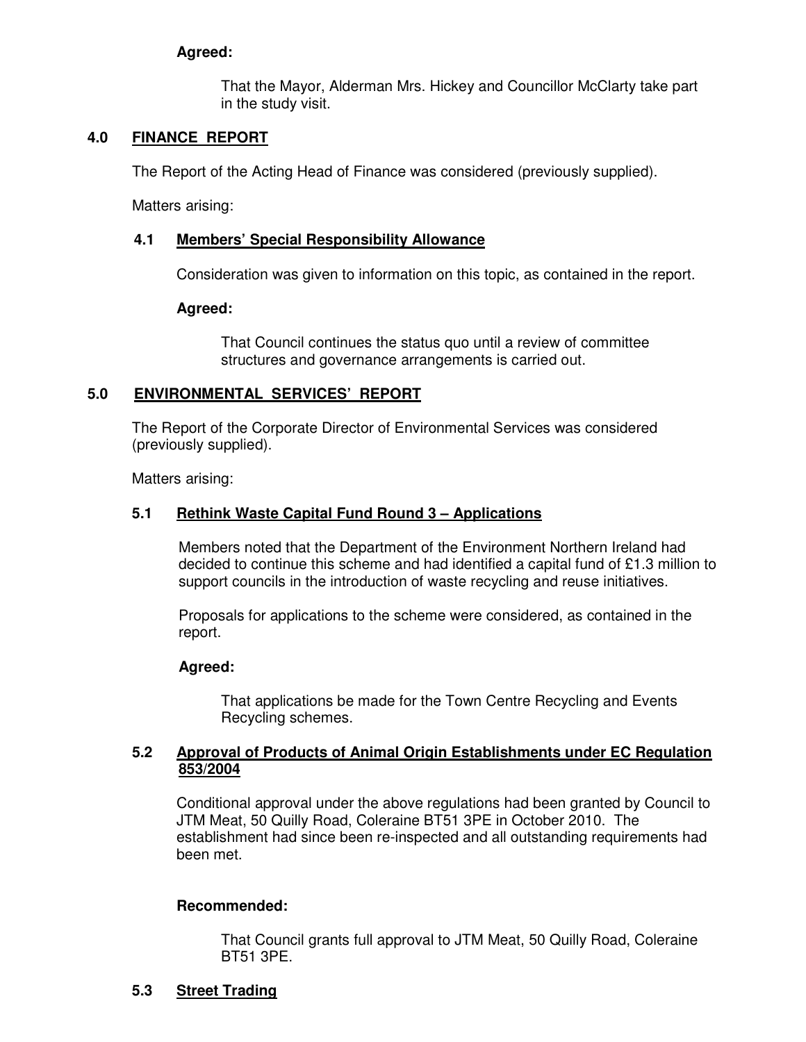**Agreed:**

That the Mayor, Alderman Mrs. Hickey and Councillor McClarty take part in the study visit.

## 4.0 FINANCE REPORT

The Report of the Acting Head of Finance was considered (previously supplied).

Matters arising:

### 4.1 Members' Special Responsibility Allowance

Consideration was given to information on this topic, as contained in the report.

**Agreed:**

That Council continues the status quo until a review of committee structures and governance arrangements is carried out.

## 5.0 ENVIRONMENTAL SERVICES' REPORT

The Report of the Corporate Director of Environmental Services was considered (previously supplied).

Matters arising:

### 5.1 Rethink Waste Capital Fund Round 3 – Applications

Members noted that the Department of the Environment Northern Ireland had decided to continue this scheme and had identified a capital fund of £1.3 million to support councils in the introduction of waste recycling and reuse initiatives.

Proposals for applications to the scheme were considered, as contained in the report.

**Agreed:**

That applications be made for the Town Centre Recycling and Events Recycling schemes.

### 5.2 Approval of Products of Animal Origin Establishments under EC Regulation 853/2004

Conditional approval under the above regulations had been granted by Council to JTM Meat, 50 Quilly Road, Coleraine BT51 3PE in October 2010. The establishment had since been re-inspected and all outstanding requirements had been met.

**Recommended:**

That Council grants full approval to JTM Meat, 50 Quilly Road, Coleraine BT51 3PE.

### 5.3 Street Trading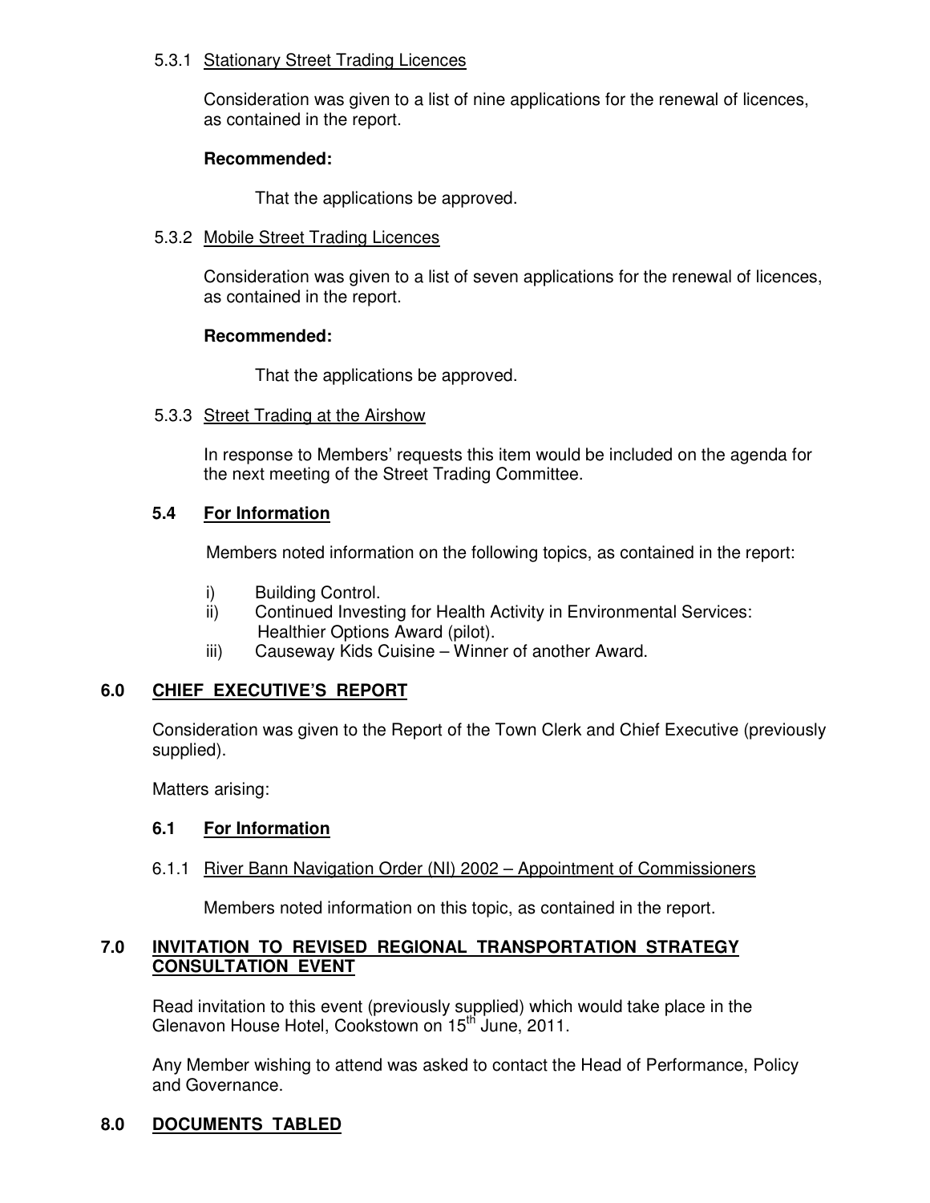5.3.1 Stationary Street Trading Licences

Consideration was given to a list of nine applications for the renewal of licences, as contained in the report.

**Recommended:**

That the applications be approved.

5.3.2 Mobile Street Trading Licences

Consideration was given to a list of seven applications for the renewal of licences, as contained in the report.

**Recommended:**

That the applications be approved.

5.3.3 Street Trading at the Airshow

In response to Members' requests this item would be included on the agenda for the next meeting of the Street Trading Committee.

### 5.4 For Information

Members noted information on the following topics, as contained in the report:

i) Building Control.
ii) Continued Investing for Health Activity in Environmental Services: Healthier Options Award (pilot).
iii) Causeway Kids Cuisine – Winner of another Award.

## 6.0 CHIEF EXECUTIVE'S REPORT

Consideration was given to the Report of the Town Clerk and Chief Executive (previously supplied).

Matters arising:

### 6.1 For Information

6.1.1 River Bann Navigation Order (NI) 2002 – Appointment of Commissioners

Members noted information on this topic, as contained in the report.

## 7.0 INVITATION TO REVISED REGIONAL TRANSPORTATION STRATEGY CONSULTATION EVENT

Read invitation to this event (previously supplied) which would take place in the Glenavon House Hotel, Cookstown on 15th June, 2011.

Any Member wishing to attend was asked to contact the Head of Performance, Policy and Governance.

## 8.0 DOCUMENTS TABLED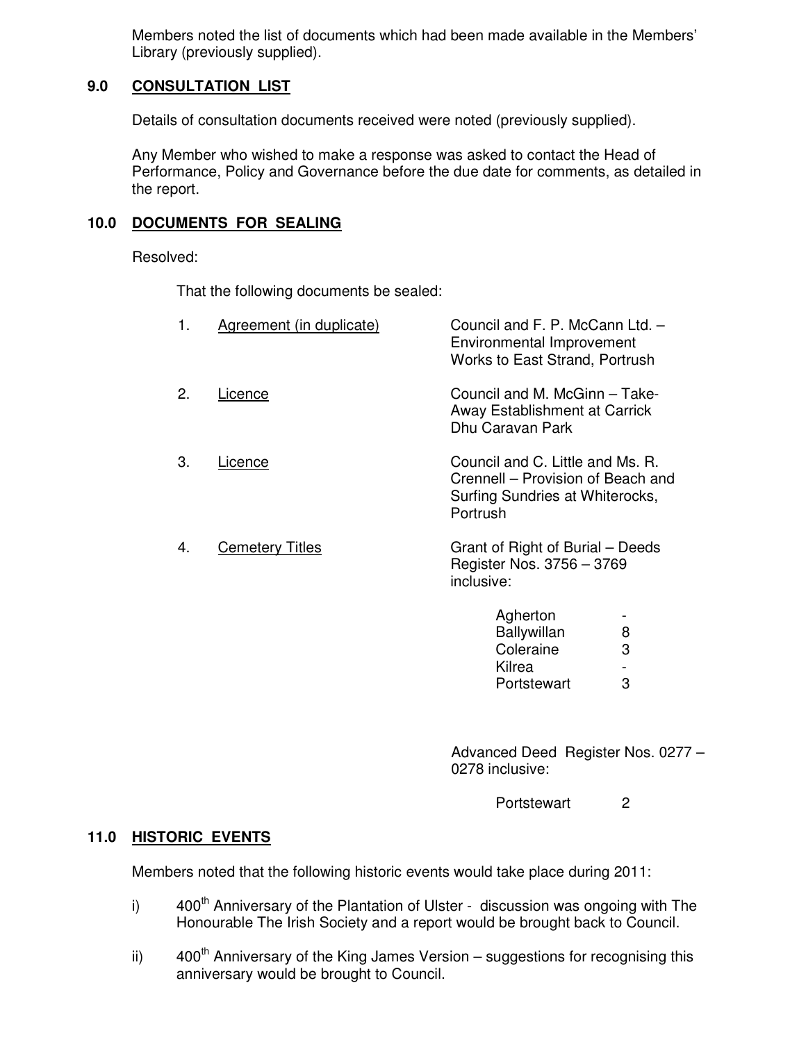Members noted the list of documents which had been made available in the Members' Library (previously supplied).

## 9.0 CONSULTATION LIST

Details of consultation documents received were noted (previously supplied).

Any Member who wished to make a response was asked to contact the Head of Performance, Policy and Governance before the due date for comments, as detailed in the report.

## 10.0 DOCUMENTS FOR SEALING

Resolved:

That the following documents be sealed:

1. Agreement (in duplicate) — Council and F. P. McCann Ltd. – Environmental Improvement Works to East Strand, Portrush

2. Licence — Council and M. McGinn – Take-Away Establishment at Carrick Dhu Caravan Park

3. Licence — Council and C. Little and Ms. R. Crennell – Provision of Beach and Surfing Sundries at Whiterocks, Portrush

4. Cemetery Titles — Grant of Right of Burial – Deeds Register Nos. 3756 – 3769 inclusive:

| | |
|---|---|
| Agherton | - |
| Ballywillan | 8 |
| Coleraine | 3 |
| Kilrea | - |
| Portstewart | 3 |

Advanced Deed Register Nos. 0277 – 0278 inclusive:

| | |
|---|---|
| Portstewart | 2 |

## 11.0 HISTORIC EVENTS

Members noted that the following historic events would take place during 2011:

i) 400th Anniversary of the Plantation of Ulster - discussion was ongoing with The Honourable The Irish Society and a report would be brought back to Council.

ii) 400th Anniversary of the King James Version – suggestions for recognising this anniversary would be brought to Council.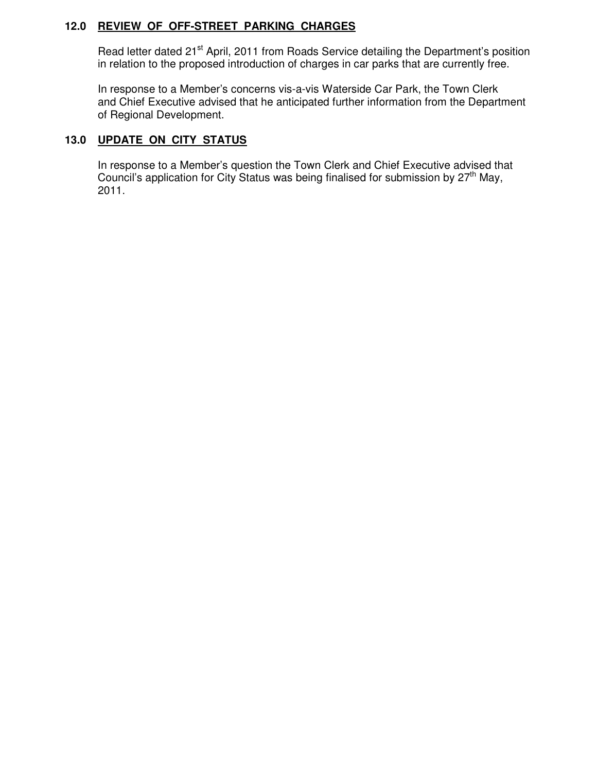## 12.0 <u>REVIEW OF OFF-STREET PARKING CHARGES</u>

Read letter dated 21st April, 2011 from Roads Service detailing the Department's position in relation to the proposed introduction of charges in car parks that are currently free.

In response to a Member's concerns vis-a-vis Waterside Car Park, the Town Clerk and Chief Executive advised that he anticipated further information from the Department of Regional Development.

## 13.0 <u>UPDATE ON CITY STATUS</u>

In response to a Member's question the Town Clerk and Chief Executive advised that Council's application for City Status was being finalised for submission by 27th May, 2011.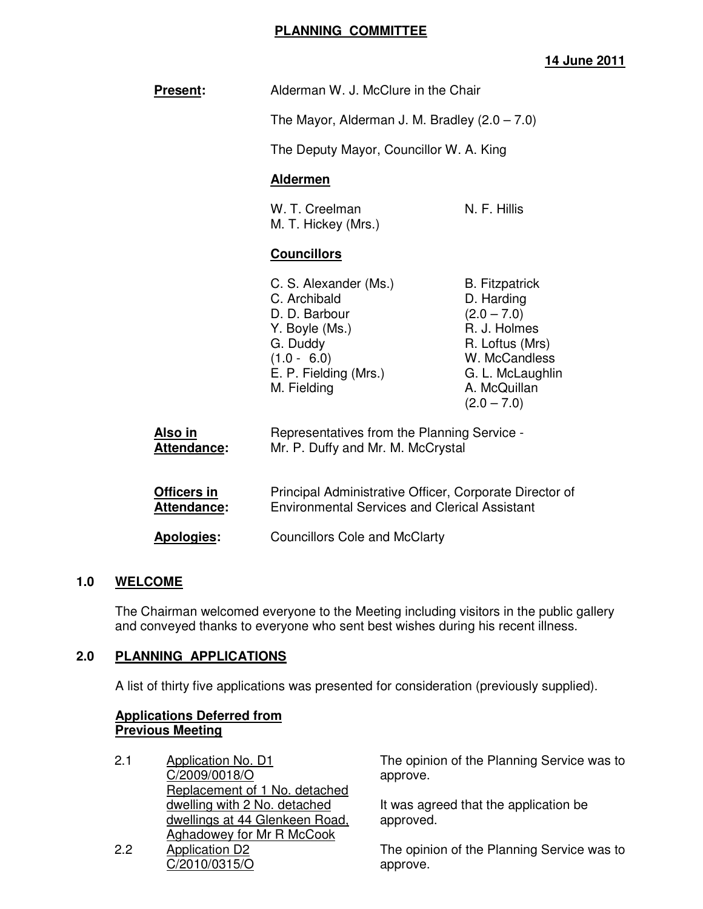**PLANNING COMMITTEE**

**14 June 2011**

**Present:** Alderman W. J. McClure in the Chair

The Mayor, Alderman J. M. Bradley (2.0 – 7.0)

The Deputy Mayor, Councillor W. A. King

**Aldermen**

W. T. Creelman
M. T. Hickey (Mrs.)
N. F. Hillis

**Councillors**

C. S. Alexander (Ms.)
C. Archibald
D. D. Barbour
Y. Boyle (Ms.)
G. Duddy (1.0 - 6.0)
E. P. Fielding (Mrs.)
M. Fielding
B. Fitzpatrick
D. Harding (2.0 – 7.0)
R. J. Holmes
R. Loftus (Mrs)
W. McCandless
G. L. McLaughlin
A. McQuillan (2.0 – 7.0)

**Also in Attendance:** Representatives from the Planning Service - Mr. P. Duffy and Mr. M. McCrystal

**Officers in Attendance:** Principal Administrative Officer, Corporate Director of Environmental Services and Clerical Assistant

**Apologies:** Councillors Cole and McClarty

## 1.0 WELCOME

The Chairman welcomed everyone to the Meeting including visitors in the public gallery and conveyed thanks to everyone who sent best wishes during his recent illness.

## 2.0 PLANNING APPLICATIONS

A list of thirty five applications was presented for consideration (previously supplied).

**Applications Deferred from Previous Meeting**

2.1 Application No. D1
C/2009/0018/O
Replacement of 1 No. detached dwelling with 2 No. detached dwellings at 44 Glenkeen Road, Aghadowey for Mr R McCook

The opinion of the Planning Service was to approve.

It was agreed that the application be approved.

2.2 Application D2
C/2010/0315/O

The opinion of the Planning Service was to approve.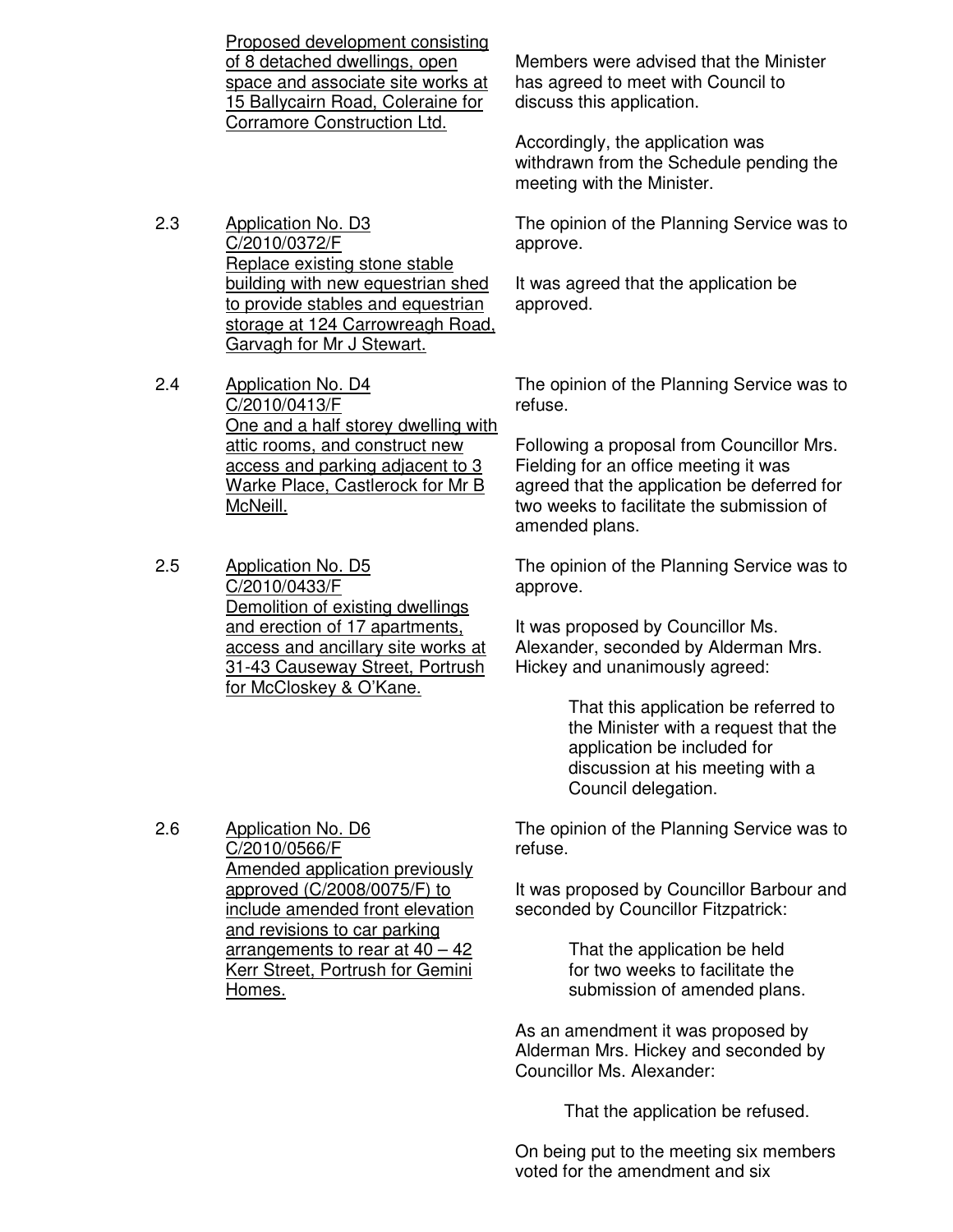<u>Proposed development consisting of 8 detached dwellings, open space and associate site works at 15 Ballycairn Road, Coleraine for Corramore Construction Ltd.</u>

Members were advised that the Minister has agreed to meet with Council to discuss this application.

Accordingly, the application was withdrawn from the Schedule pending the meeting with the Minister.

2.3 <u>Application No. D3 C/2010/0372/F Replace existing stone stable building with new equestrian shed to provide stables and equestrian storage at 124 Carrowreagh Road, Garvagh for Mr J Stewart.</u>

The opinion of the Planning Service was to approve.

It was agreed that the application be approved.

2.4 <u>Application No. D4 C/2010/0413/F One and a half storey dwelling with attic rooms, and construct new access and parking adjacent to 3 Warke Place, Castlerock for Mr B McNeill.</u>

The opinion of the Planning Service was to refuse.

Following a proposal from Councillor Mrs. Fielding for an office meeting it was agreed that the application be deferred for two weeks to facilitate the submission of amended plans.

2.5 <u>Application No. D5 C/2010/0433/F Demolition of existing dwellings and erection of 17 apartments, access and ancillary site works at 31-43 Causeway Street, Portrush for McCloskey & O'Kane.</u>

The opinion of the Planning Service was to approve.

It was proposed by Councillor Ms. Alexander, seconded by Alderman Mrs. Hickey and unanimously agreed:

> That this application be referred to the Minister with a request that the application be included for discussion at his meeting with a Council delegation.

2.6 <u>Application No. D6 C/2010/0566/F Amended application previously approved (C/2008/0075/F) to include amended front elevation and revisions to car parking arrangements to rear at 40 – 42 Kerr Street, Portrush for Gemini Homes.</u>

The opinion of the Planning Service was to refuse.

It was proposed by Councillor Barbour and seconded by Councillor Fitzpatrick:

> That the application be held for two weeks to facilitate the submission of amended plans.

As an amendment it was proposed by Alderman Mrs. Hickey and seconded by Councillor Ms. Alexander:

> That the application be refused.

On being put to the meeting six members voted for the amendment and six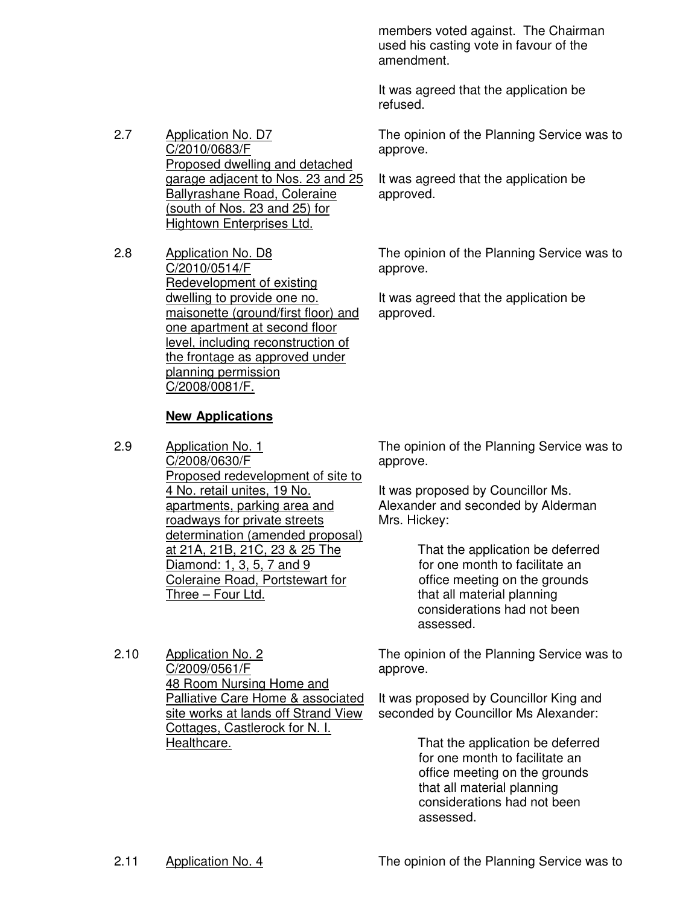members voted against. The Chairman used his casting vote in favour of the amendment.

It was agreed that the application be refused.

2.7 Application No. D7
C/2010/0683/F
Proposed dwelling and detached garage adjacent to Nos. 23 and 25 Ballyrashane Road, Coleraine (south of Nos. 23 and 25) for Hightown Enterprises Ltd.

The opinion of the Planning Service was to approve.

It was agreed that the application be approved.

2.8 Application No. D8
C/2010/0514/F
Redevelopment of existing dwelling to provide one no. maisonette (ground/first floor) and one apartment at second floor level, including reconstruction of the frontage as approved under planning permission C/2008/0081/F.

The opinion of the Planning Service was to approve.

It was agreed that the application be approved.

**New Applications**

2.9 Application No. 1
C/2008/0630/F
Proposed redevelopment of site to 4 No. retail unites, 19 No. apartments, parking area and roadways for private streets determination (amended proposal) at 21A, 21B, 21C, 23 & 25 The Diamond: 1, 3, 5, 7 and 9 Coleraine Road, Portstewart for Three – Four Ltd.

The opinion of the Planning Service was to approve.

It was proposed by Councillor Ms. Alexander and seconded by Alderman Mrs. Hickey:

> That the application be deferred for one month to facilitate an office meeting on the grounds that all material planning considerations had not been assessed.

2.10 Application No. 2
C/2009/0561/F
48 Room Nursing Home and Palliative Care Home & associated site works at lands off Strand View Cottages, Castlerock for N. I. Healthcare.

The opinion of the Planning Service was to approve.

It was proposed by Councillor King and seconded by Councillor Ms Alexander:

> That the application be deferred for one month to facilitate an office meeting on the grounds that all material planning considerations had not been assessed.

2.11 Application No. 4

The opinion of the Planning Service was to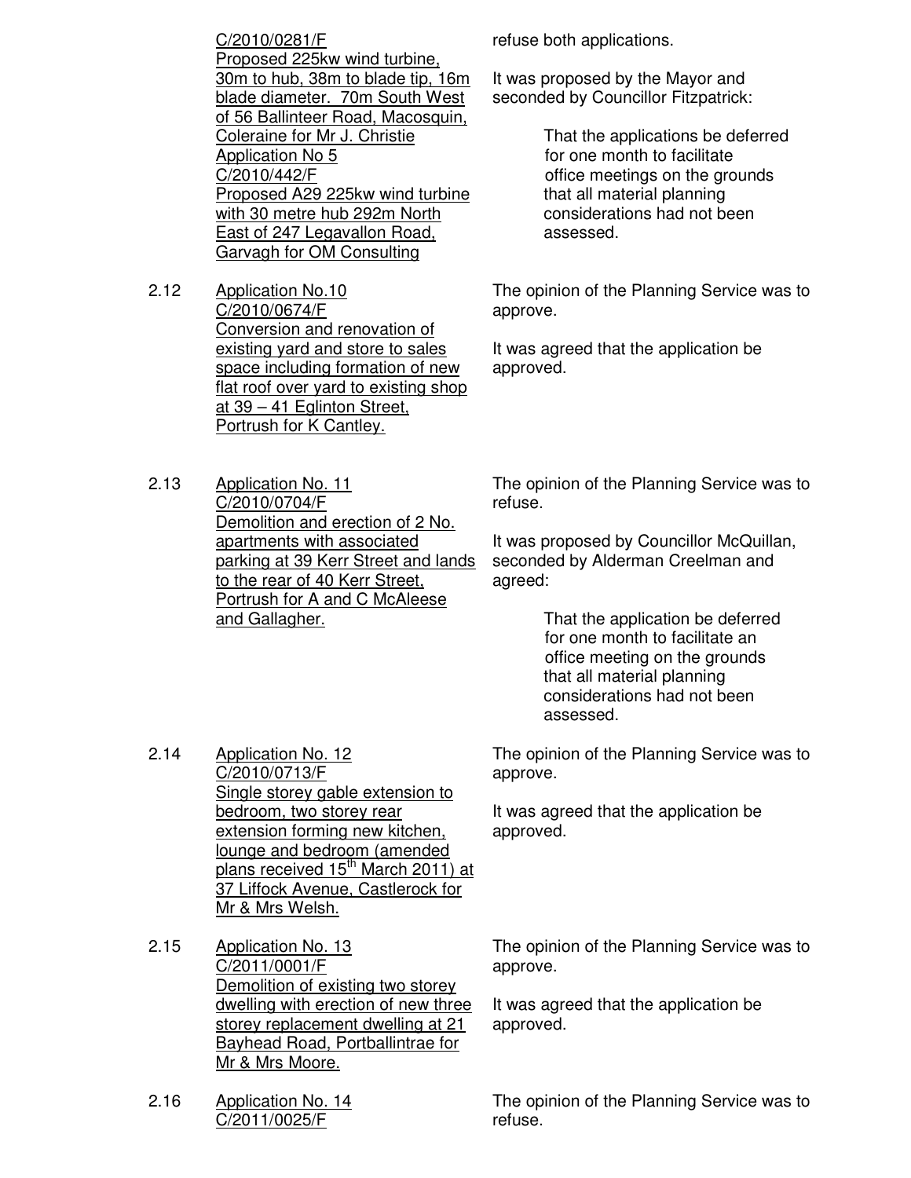C/2010/0281/F
Proposed 225kw wind turbine, 30m to hub, 38m to blade tip, 16m blade diameter. 70m South West of 56 Ballinteer Road, Macosquin, Coleraine for Mr J. Christie
Application No 5
C/2010/442/F
Proposed A29 225kw wind turbine with 30 metre hub 292m North East of 247 Legavallon Road, Garvagh for OM Consulting

refuse both applications.

It was proposed by the Mayor and seconded by Councillor Fitzpatrick:

> That the applications be deferred for one month to facilitate office meetings on the grounds that all material planning considerations had not been assessed.

2.12 Application No.10
C/2010/0674/F
Conversion and renovation of existing yard and store to sales space including formation of new flat roof over yard to existing shop at 39 – 41 Eglinton Street, Portrush for K Cantley.

The opinion of the Planning Service was to approve.

It was agreed that the application be approved.

2.13 Application No. 11
C/2010/0704/F
Demolition and erection of 2 No. apartments with associated parking at 39 Kerr Street and lands to the rear of 40 Kerr Street, Portrush for A and C McAleese and Gallagher.

The opinion of the Planning Service was to refuse.

It was proposed by Councillor McQuillan, seconded by Alderman Creelman and agreed:

> That the application be deferred for one month to facilitate an office meeting on the grounds that all material planning considerations had not been assessed.

2.14 Application No. 12
C/2010/0713/F
Single storey gable extension to bedroom, two storey rear extension forming new kitchen, lounge and bedroom (amended plans received 15th March 2011) at 37 Liffock Avenue, Castlerock for Mr & Mrs Welsh.

The opinion of the Planning Service was to approve.

It was agreed that the application be approved.

2.15 Application No. 13
C/2011/0001/F
Demolition of existing two storey dwelling with erection of new three storey replacement dwelling at 21 Bayhead Road, Portballintrae for Mr & Mrs Moore.

The opinion of the Planning Service was to approve.

It was agreed that the application be approved.

2.16 Application No. 14
C/2011/0025/F

The opinion of the Planning Service was to refuse.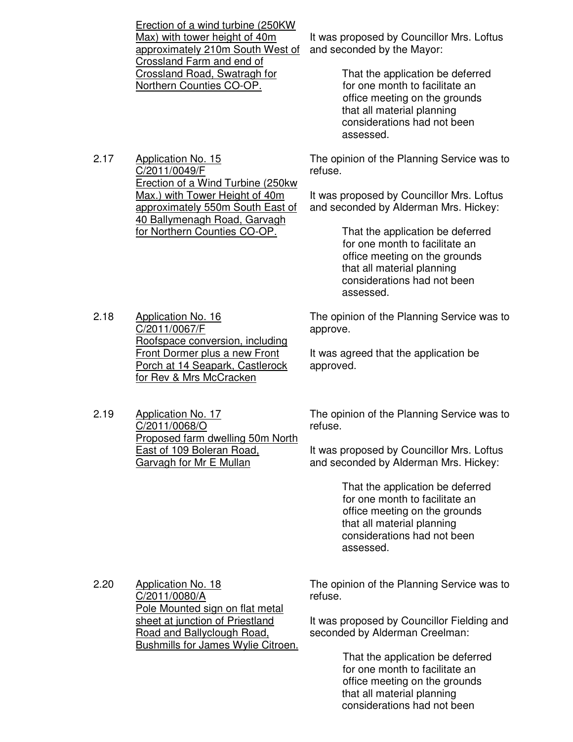<u>Erection of a wind turbine (250KW Max) with tower height of 40m approximately 210m South West of Crossland Farm and end of Crossland Road, Swatragh for Northern Counties CO-OP.</u>

It was proposed by Councillor Mrs. Loftus and seconded by the Mayor:

> That the application be deferred for one month to facilitate an office meeting on the grounds that all material planning considerations had not been assessed.

2.17 <u>Application No. 15</u>
<u>C/2011/0049/F</u>
<u>Erection of a Wind Turbine (250kw Max.) with Tower Height of 40m approximately 550m South East of 40 Ballymenagh Road, Garvagh for Northern Counties CO-OP.</u>

The opinion of the Planning Service was to refuse.

It was proposed by Councillor Mrs. Loftus and seconded by Alderman Mrs. Hickey:

> That the application be deferred for one month to facilitate an office meeting on the grounds that all material planning considerations had not been assessed.

2.18 <u>Application No. 16</u>
<u>C/2011/0067/F</u>
<u>Roofspace conversion, including Front Dormer plus a new Front Porch at 14 Seapark, Castlerock for Rev & Mrs McCracken</u>

The opinion of the Planning Service was to approve.

It was agreed that the application be approved.

2.19 <u>Application No. 17</u>
<u>C/2011/0068/O</u>
<u>Proposed farm dwelling 50m North East of 109 Boleran Road, Garvagh for Mr E Mullan</u>

The opinion of the Planning Service was to refuse.

It was proposed by Councillor Mrs. Loftus and seconded by Alderman Mrs. Hickey:

> That the application be deferred for one month to facilitate an office meeting on the grounds that all material planning considerations had not been assessed.

2.20 <u>Application No. 18</u>
<u>C/2011/0080/A</u>
<u>Pole Mounted sign on flat metal sheet at junction of Priestland Road and Ballyclough Road, Bushmills for James Wylie Citroen.</u>

The opinion of the Planning Service was to refuse.

It was proposed by Councillor Fielding and seconded by Alderman Creelman:

> That the application be deferred for one month to facilitate an office meeting on the grounds that all material planning considerations had not been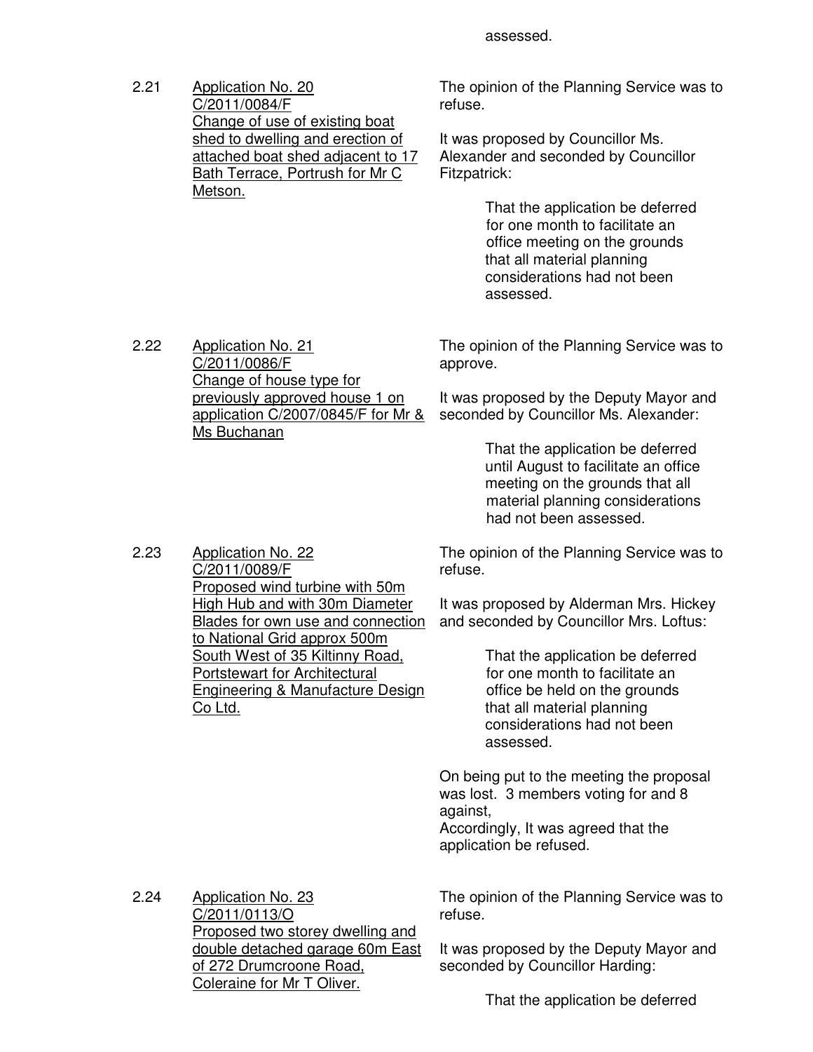assessed.

2.21 Application No. 20
C/2011/0084/F
Change of use of existing boat shed to dwelling and erection of attached boat shed adjacent to 17 Bath Terrace, Portrush for Mr C Metson.

The opinion of the Planning Service was to refuse.

It was proposed by Councillor Ms. Alexander and seconded by Councillor Fitzpatrick:

> That the application be deferred for one month to facilitate an office meeting on the grounds that all material planning considerations had not been assessed.

2.22 Application No. 21
C/2011/0086/F
Change of house type for previously approved house 1 on application C/2007/0845/F for Mr & Ms Buchanan

The opinion of the Planning Service was to approve.

It was proposed by the Deputy Mayor and seconded by Councillor Ms. Alexander:

> That the application be deferred until August to facilitate an office meeting on the grounds that all material planning considerations had not been assessed.

2.23 Application No. 22
C/2011/0089/F
Proposed wind turbine with 50m High Hub and with 30m Diameter Blades for own use and connection to National Grid approx 500m South West of 35 Kiltinny Road, Portstewart for Architectural Engineering & Manufacture Design Co Ltd.

The opinion of the Planning Service was to refuse.

It was proposed by Alderman Mrs. Hickey and seconded by Councillor Mrs. Loftus:

> That the application be deferred for one month to facilitate an office be held on the grounds that all material planning considerations had not been assessed.

On being put to the meeting the proposal was lost. 3 members voting for and 8 against,
Accordingly, It was agreed that the application be refused.

2.24 Application No. 23
C/2011/0113/O
Proposed two storey dwelling and double detached garage 60m East of 272 Drumcroone Road, Coleraine for Mr T Oliver.

The opinion of the Planning Service was to refuse.

It was proposed by the Deputy Mayor and seconded by Councillor Harding:

> That the application be deferred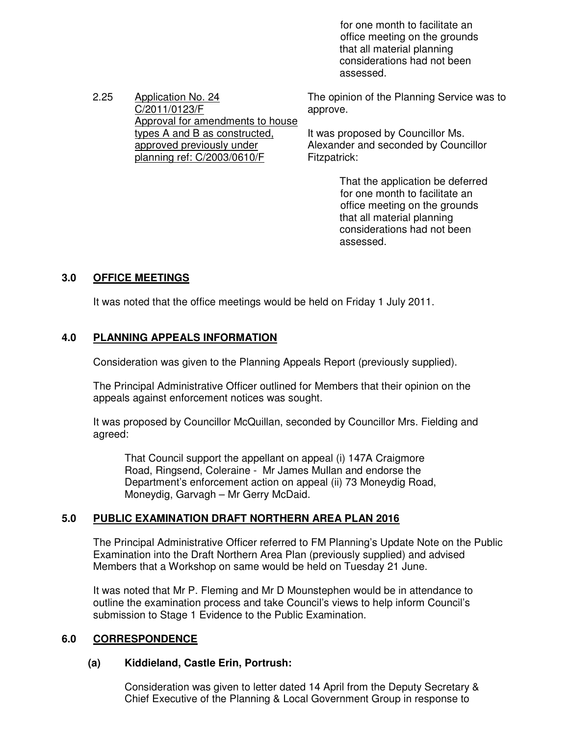for one month to facilitate an office meeting on the grounds that all material planning considerations had not been assessed.

2.25 Application No. 24
C/2011/0123/F
Approval for amendments to house types A and B as constructed, approved previously under planning ref: C/2003/0610/F

The opinion of the Planning Service was to approve.

It was proposed by Councillor Ms. Alexander and seconded by Councillor Fitzpatrick:

> That the application be deferred for one month to facilitate an office meeting on the grounds that all material planning considerations had not been assessed.

## 3.0 OFFICE MEETINGS

It was noted that the office meetings would be held on Friday 1 July 2011.

## 4.0 PLANNING APPEALS INFORMATION

Consideration was given to the Planning Appeals Report (previously supplied).

The Principal Administrative Officer outlined for Members that their opinion on the appeals against enforcement notices was sought.

It was proposed by Councillor McQuillan, seconded by Councillor Mrs. Fielding and agreed:

> That Council support the appellant on appeal (i) 147A Craigmore Road, Ringsend, Coleraine - Mr James Mullan and endorse the Department's enforcement action on appeal (ii) 73 Moneydig Road, Moneydig, Garvagh – Mr Gerry McDaid.

## 5.0 PUBLIC EXAMINATION DRAFT NORTHERN AREA PLAN 2016

The Principal Administrative Officer referred to FM Planning's Update Note on the Public Examination into the Draft Northern Area Plan (previously supplied) and advised Members that a Workshop on same would be held on Tuesday 21 June.

It was noted that Mr P. Fleming and Mr D Mounstephen would be in attendance to outline the examination process and take Council's views to help inform Council's submission to Stage 1 Evidence to the Public Examination.

## 6.0 CORRESPONDENCE

### (a) Kiddieland, Castle Erin, Portrush:

Consideration was given to letter dated 14 April from the Deputy Secretary & Chief Executive of the Planning & Local Government Group in response to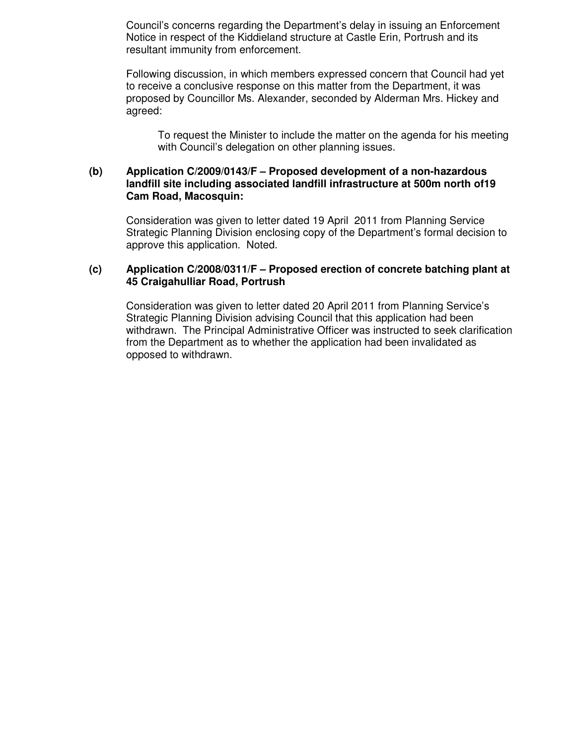Council's concerns regarding the Department's delay in issuing an Enforcement Notice in respect of the Kiddieland structure at Castle Erin, Portrush and its resultant immunity from enforcement.

Following discussion, in which members expressed concern that Council had yet to receive a conclusive response on this matter from the Department, it was proposed by Councillor Ms. Alexander, seconded by Alderman Mrs. Hickey and agreed:

> To request the Minister to include the matter on the agenda for his meeting with Council's delegation on other planning issues.

**(b) Application C/2009/0143/F – Proposed development of a non-hazardous landfill site including associated landfill infrastructure at 500m north of19 Cam Road, Macosquin:**

Consideration was given to letter dated 19 April 2011 from Planning Service Strategic Planning Division enclosing copy of the Department's formal decision to approve this application. Noted.

**(c) Application C/2008/0311/F – Proposed erection of concrete batching plant at 45 Craigahulliar Road, Portrush**

Consideration was given to letter dated 20 April 2011 from Planning Service's Strategic Planning Division advising Council that this application had been withdrawn. The Principal Administrative Officer was instructed to seek clarification from the Department as to whether the application had been invalidated as opposed to withdrawn.